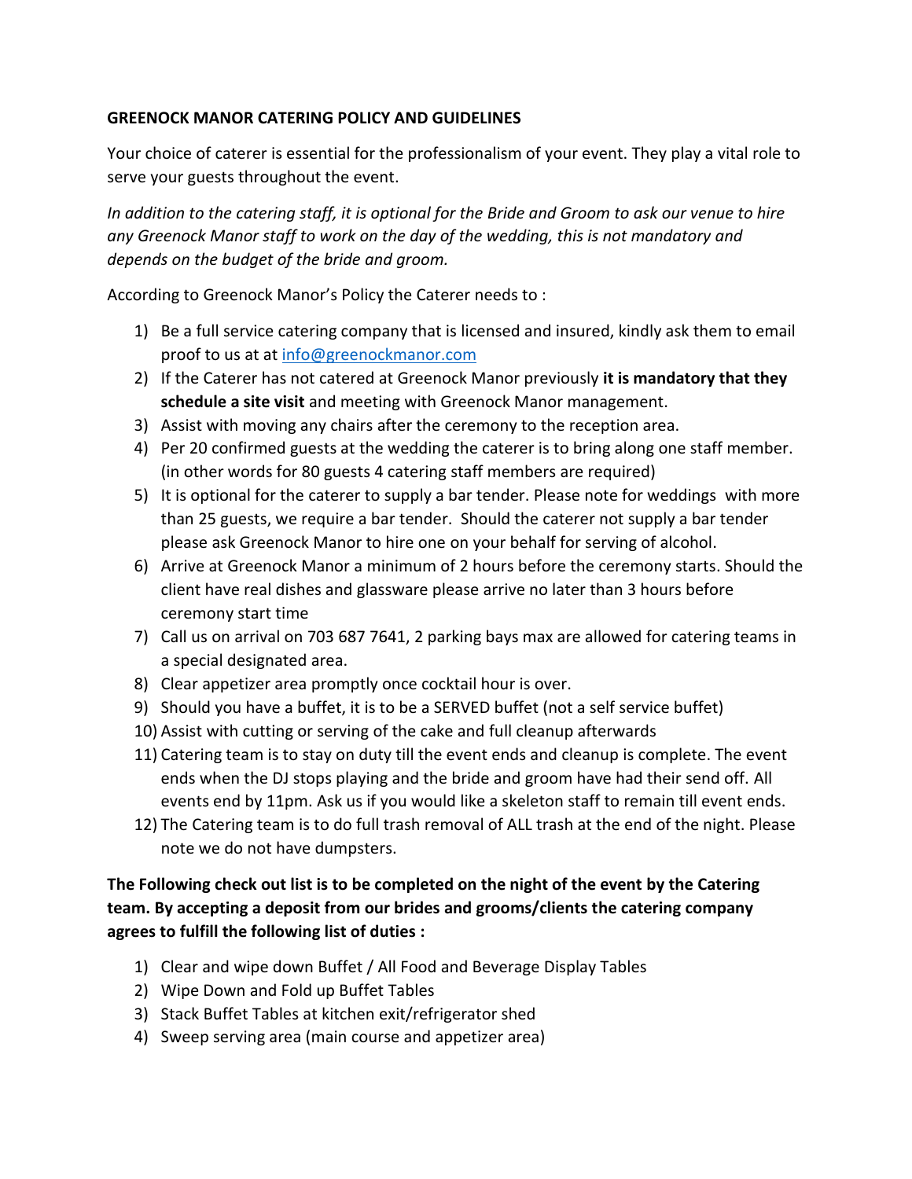**GREENOCK MANOR CATERING POLICY AND GUIDELINES**

Your choice of caterer is essential for the professionalism of your event. They play a vital role to serve your guests throughout the event.

*In addition to the catering staff, it is optional for the Bride and Groom to ask our venue to hire any Greenock Manor staff to work on the day of the wedding, this is not mandatory and depends on the budget of the bride and groom.*

According to Greenock Manor's Policy the Caterer needs to :

1) Be a full service catering company that is licensed and insured, kindly ask them to email proof to us at at [info@greenockmanor.com](mailto:info@greenockmanor.com)
2) If the Caterer has not catered at Greenock Manor previously **it is mandatory that they schedule a site visit** and meeting with Greenock Manor management.
3) Assist with moving any chairs after the ceremony to the reception area.
4) Per 20 confirmed guests at the wedding the caterer is to bring along one staff member. (in other words for 80 guests 4 catering staff members are required)
5) It is optional for the caterer to supply a bar tender. Please note for weddings with more than 25 guests, we require a bar tender. Should the caterer not supply a bar tender please ask Greenock Manor to hire one on your behalf for serving of alcohol.
6) Arrive at Greenock Manor a minimum of 2 hours before the ceremony starts. Should the client have real dishes and glassware please arrive no later than 3 hours before ceremony start time
7) Call us on arrival on 703 687 7641, 2 parking bays max are allowed for catering teams in a special designated area.
8) Clear appetizer area promptly once cocktail hour is over.
9) Should you have a buffet, it is to be a SERVED buffet (not a self service buffet)
10) Assist with cutting or serving of the cake and full cleanup afterwards
11) Catering team is to stay on duty till the event ends and cleanup is complete. The event ends when the DJ stops playing and the bride and groom have had their send off. All events end by 11pm. Ask us if you would like a skeleton staff to remain till event ends.
12) The Catering team is to do full trash removal of ALL trash at the end of the night. Please note we do not have dumpsters.

**The Following check out list is to be completed on the night of the event by the Catering team. By accepting a deposit from our brides and grooms/clients the catering company agrees to fulfill the following list of duties :**

1) Clear and wipe down Buffet / All Food and Beverage Display Tables
2) Wipe Down and Fold up Buffet Tables
3) Stack Buffet Tables at kitchen exit/refrigerator shed
4) Sweep serving area (main course and appetizer area)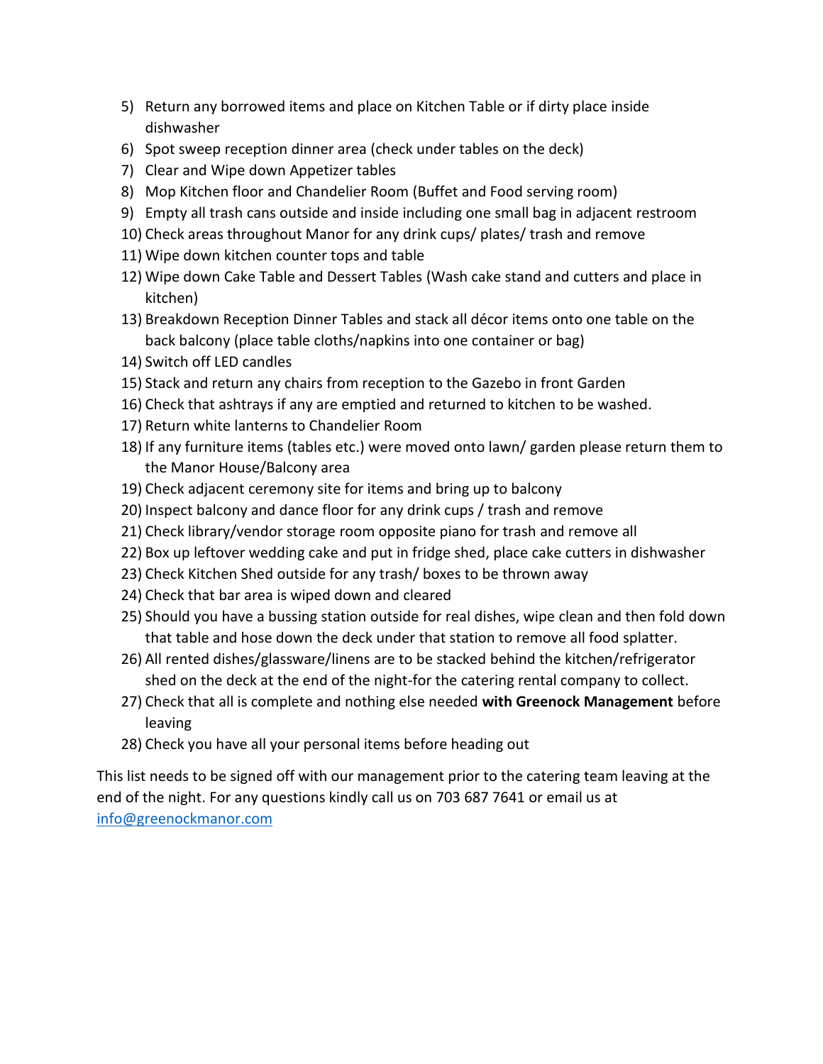5) Return any borrowed items and place on Kitchen Table or if dirty place inside dishwasher
6) Spot sweep reception dinner area (check under tables on the deck)
7) Clear and Wipe down Appetizer tables
8) Mop Kitchen floor and Chandelier Room (Buffet and Food serving room)
9) Empty all trash cans outside and inside including one small bag in adjacent restroom
10) Check areas throughout Manor for any drink cups/ plates/ trash and remove
11) Wipe down kitchen counter tops and table
12) Wipe down Cake Table and Dessert Tables (Wash cake stand and cutters and place in kitchen)
13) Breakdown Reception Dinner Tables and stack all décor items onto one table on the back balcony (place table cloths/napkins into one container or bag)
14) Switch off LED candles
15) Stack and return any chairs from reception to the Gazebo in front Garden
16) Check that ashtrays if any are emptied and returned to kitchen to be washed.
17) Return white lanterns to Chandelier Room
18) If any furniture items (tables etc.) were moved onto lawn/ garden please return them to the Manor House/Balcony area
19) Check adjacent ceremony site for items and bring up to balcony
20) Inspect balcony and dance floor for any drink cups / trash and remove
21) Check library/vendor storage room opposite piano for trash and remove all
22) Box up leftover wedding cake and put in fridge shed, place cake cutters in dishwasher
23) Check Kitchen Shed outside for any trash/ boxes to be thrown away
24) Check that bar area is wiped down and cleared
25) Should you have a bussing station outside for real dishes, wipe clean and then fold down that table and hose down the deck under that station to remove all food splatter.
26) All rented dishes/glassware/linens are to be stacked behind the kitchen/refrigerator shed on the deck at the end of the night-for the catering rental company to collect.
27) Check that all is complete and nothing else needed **with Greenock Management** before leaving
28) Check you have all your personal items before heading out

This list needs to be signed off with our management prior to the catering team leaving at the end of the night. For any questions kindly call us on 703 687 7641 or email us at [info@greenockmanor.com](mailto:info@greenockmanor.com)